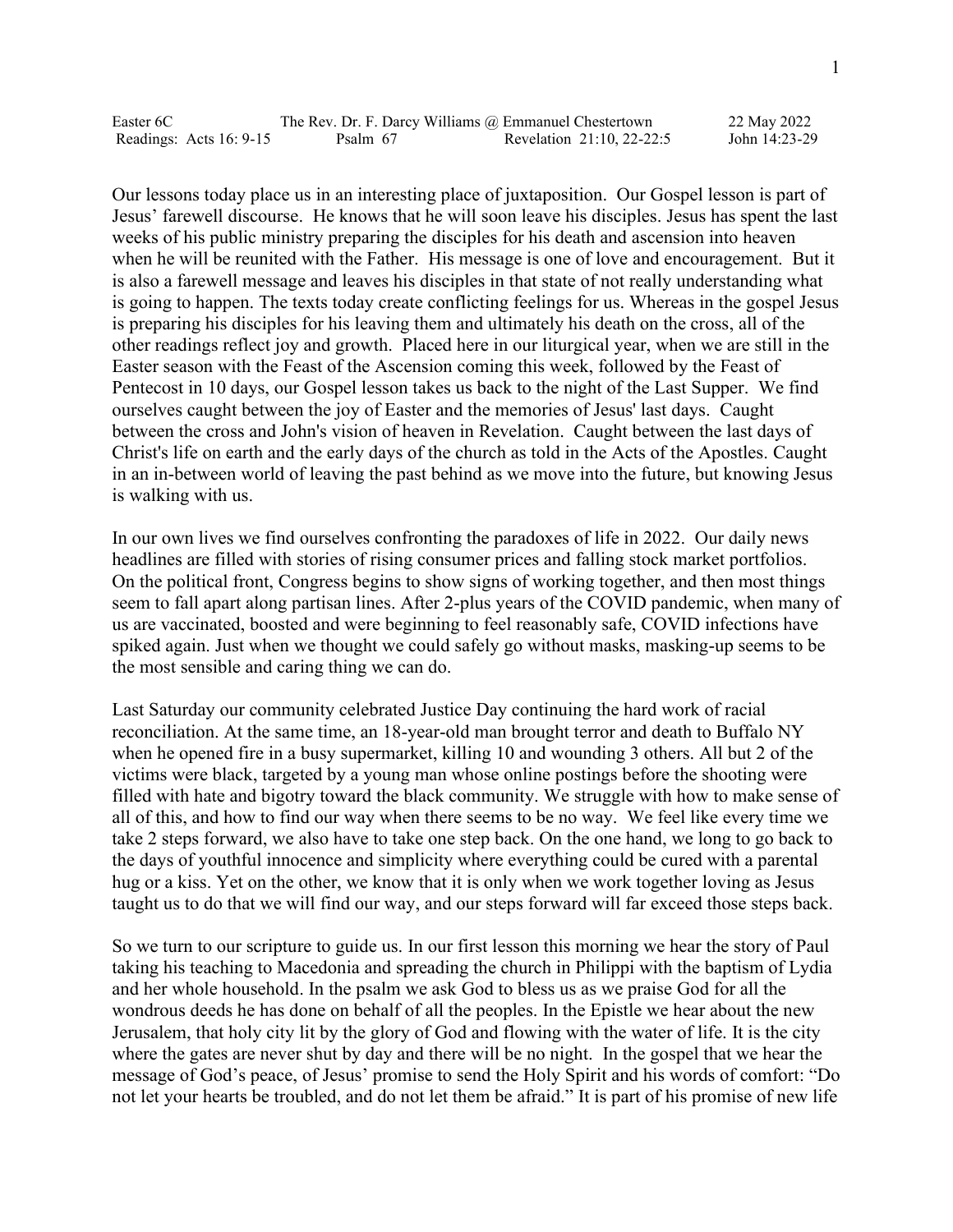Easter 6C | The Rev. Dr. F. Darcy Williams @ Emmanuel Chestertown | 22 May 2022
Readings: Acts 16: 9-15 | Psalm 67 | Revelation 21:10, 22-22:5 | John 14:23-29

Our lessons today place us in an interesting place of juxtaposition. Our Gospel lesson is part of Jesus' farewell discourse. He knows that he will soon leave his disciples. Jesus has spent the last weeks of his public ministry preparing the disciples for his death and ascension into heaven when he will be reunited with the Father. His message is one of love and encouragement. But it is also a farewell message and leaves his disciples in that state of not really understanding what is going to happen. The texts today create conflicting feelings for us. Whereas in the gospel Jesus is preparing his disciples for his leaving them and ultimately his death on the cross, all of the other readings reflect joy and growth. Placed here in our liturgical year, when we are still in the Easter season with the Feast of the Ascension coming this week, followed by the Feast of Pentecost in 10 days, our Gospel lesson takes us back to the night of the Last Supper. We find ourselves caught between the joy of Easter and the memories of Jesus' last days. Caught between the cross and John's vision of heaven in Revelation. Caught between the last days of Christ's life on earth and the early days of the church as told in the Acts of the Apostles. Caught in an in-between world of leaving the past behind as we move into the future, but knowing Jesus is walking with us.

In our own lives we find ourselves confronting the paradoxes of life in 2022. Our daily news headlines are filled with stories of rising consumer prices and falling stock market portfolios. On the political front, Congress begins to show signs of working together, and then most things seem to fall apart along partisan lines. After 2-plus years of the COVID pandemic, when many of us are vaccinated, boosted and were beginning to feel reasonably safe, COVID infections have spiked again. Just when we thought we could safely go without masks, masking-up seems to be the most sensible and caring thing we can do.

Last Saturday our community celebrated Justice Day continuing the hard work of racial reconciliation. At the same time, an 18-year-old man brought terror and death to Buffalo NY when he opened fire in a busy supermarket, killing 10 and wounding 3 others. All but 2 of the victims were black, targeted by a young man whose online postings before the shooting were filled with hate and bigotry toward the black community. We struggle with how to make sense of all of this, and how to find our way when there seems to be no way. We feel like every time we take 2 steps forward, we also have to take one step back. On the one hand, we long to go back to the days of youthful innocence and simplicity where everything could be cured with a parental hug or a kiss. Yet on the other, we know that it is only when we work together loving as Jesus taught us to do that we will find our way, and our steps forward will far exceed those steps back.

So we turn to our scripture to guide us. In our first lesson this morning we hear the story of Paul taking his teaching to Macedonia and spreading the church in Philippi with the baptism of Lydia and her whole household. In the psalm we ask God to bless us as we praise God for all the wondrous deeds he has done on behalf of all the peoples. In the Epistle we hear about the new Jerusalem, that holy city lit by the glory of God and flowing with the water of life. It is the city where the gates are never shut by day and there will be no night. In the gospel that we hear the message of God's peace, of Jesus' promise to send the Holy Spirit and his words of comfort: "Do not let your hearts be troubled, and do not let them be afraid." It is part of his promise of new life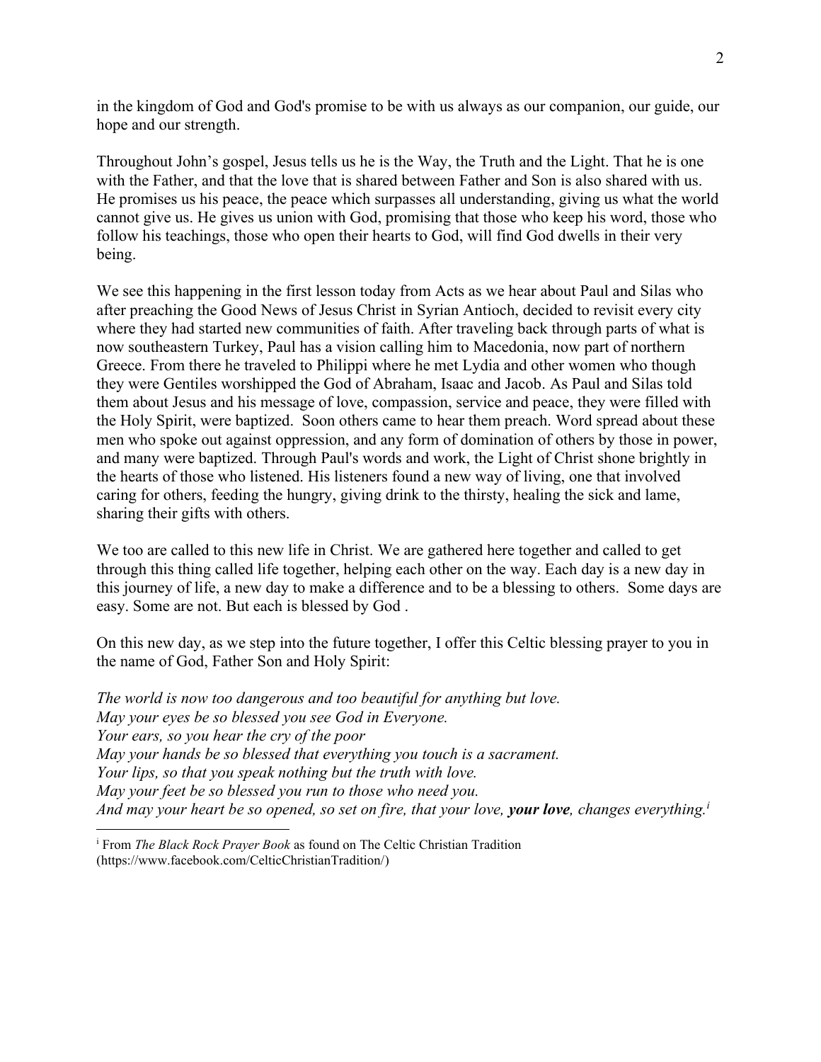in the kingdom of God and God's promise to be with us always as our companion, our guide, our hope and our strength.

Throughout John's gospel, Jesus tells us he is the Way, the Truth and the Light. That he is one with the Father, and that the love that is shared between Father and Son is also shared with us. He promises us his peace, the peace which surpasses all understanding, giving us what the world cannot give us. He gives us union with God, promising that those who keep his word, those who follow his teachings, those who open their hearts to God, will find God dwells in their very being.

We see this happening in the first lesson today from Acts as we hear about Paul and Silas who after preaching the Good News of Jesus Christ in Syrian Antioch, decided to revisit every city where they had started new communities of faith. After traveling back through parts of what is now southeastern Turkey, Paul has a vision calling him to Macedonia, now part of northern Greece. From there he traveled to Philippi where he met Lydia and other women who though they were Gentiles worshipped the God of Abraham, Isaac and Jacob. As Paul and Silas told them about Jesus and his message of love, compassion, service and peace, they were filled with the Holy Spirit, were baptized. Soon others came to hear them preach. Word spread about these men who spoke out against oppression, and any form of domination of others by those in power, and many were baptized. Through Paul's words and work, the Light of Christ shone brightly in the hearts of those who listened. His listeners found a new way of living, one that involved caring for others, feeding the hungry, giving drink to the thirsty, healing the sick and lame, sharing their gifts with others.

We too are called to this new life in Christ. We are gathered here together and called to get through this thing called life together, helping each other on the way. Each day is a new day in this journey of life, a new day to make a difference and to be a blessing to others. Some days are easy. Some are not. But each is blessed by God .

On this new day, as we step into the future together, I offer this Celtic blessing prayer to you in the name of God, Father Son and Holy Spirit:

*The world is now too dangerous and too beautiful for anything but love.*
*May your eyes be so blessed you see God in Everyone.*
*Your ears, so you hear the cry of the poor*
*May your hands be so blessed that everything you touch is a sacrament.*
*Your lips, so that you speak nothing but the truth with love.*
*May your feet be so blessed you run to those who need you.*
*And may your heart be so opened, so set on fire, that your love, **your love**, changes everything.*[i]

[i] From *The Black Rock Prayer Book* as found on The Celtic Christian Tradition (https://www.facebook.com/CelticChristianTradition/)